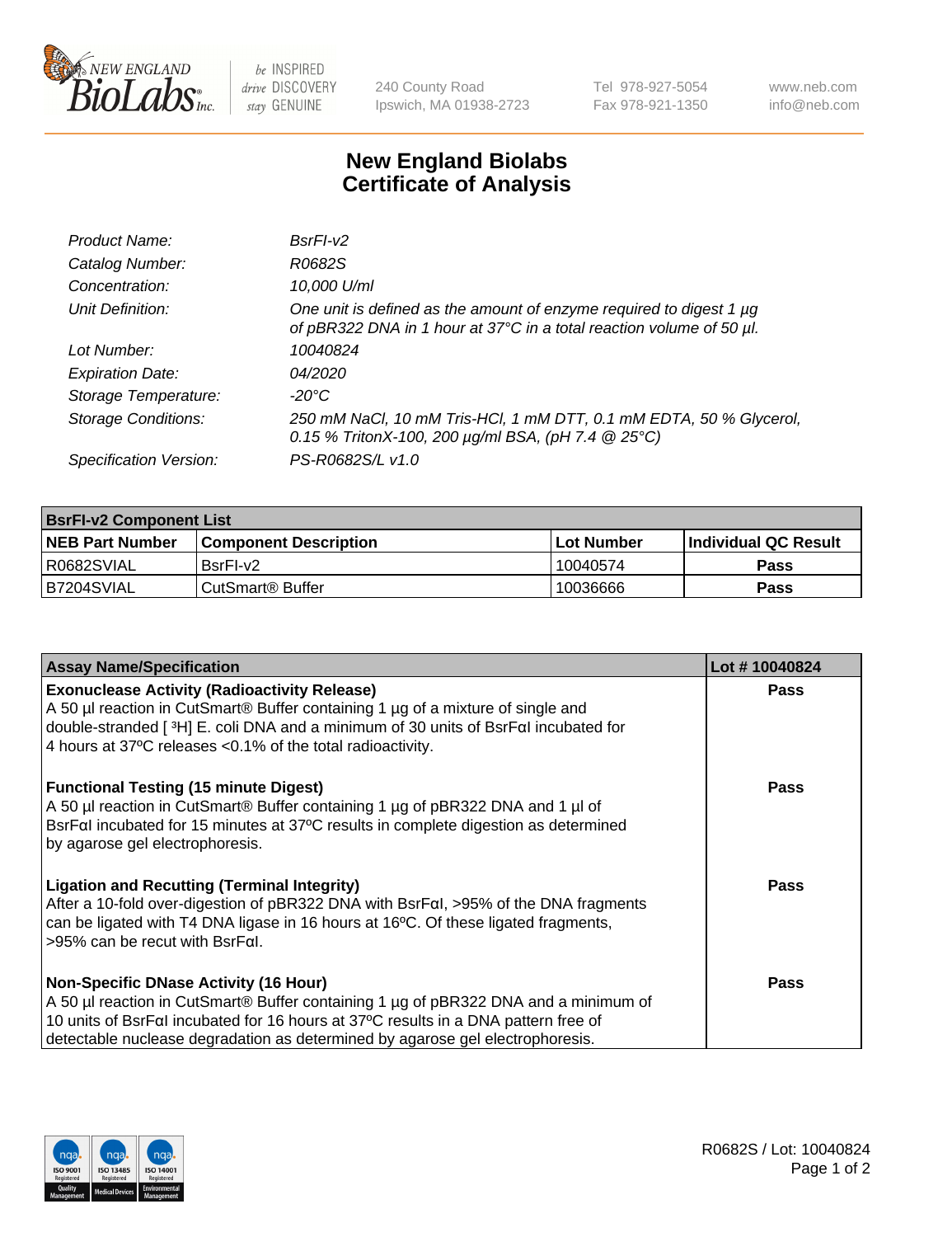New England Biolabs
be INSPIRED drive DISCOVERY stay GENUINE
240 County Road Ipswich, MA 01938-2723
Tel 978-927-5054 Fax 978-921-1350
www.neb.com info@neb.com

# New England Biolabs Certificate of Analysis

| | |
|---|---|
| *Product Name:* | *BsrFI-v2* |
| *Catalog Number:* | *R0682S* |
| *Concentration:* | *10,000 U/ml* |
| *Unit Definition:* | *One unit is defined as the amount of enzyme required to digest 1 µg of pBR322 DNA in 1 hour at 37°C in a total reaction volume of 50 µl.* |
| *Lot Number:* | *10040824* |
| *Expiration Date:* | *04/2020* |
| *Storage Temperature:* | *-20°C* |
| *Storage Conditions:* | *250 mM NaCl, 10 mM Tris-HCl, 1 mM DTT, 0.1 mM EDTA, 50 % Glycerol, 0.15 % TritonX-100, 200 µg/ml BSA, (pH 7.4 @ 25°C)* |
| *Specification Version:* | *PS-R0682S/L v1.0* |

| **BsrFI-v2 Component List** | | | |
|---|---|---|---|
| **NEB Part Number** | **Component Description** | **Lot Number** | **Individual QC Result** |
| R0682SVIAL | BsrFI-v2 | 10040574 | **Pass** |
| B7204SVIAL | CutSmart® Buffer | 10036666 | **Pass** |

| **Assay Name/Specification** | **Lot # 10040824** |
|---|---|
| **Exonuclease Activity (Radioactivity Release)** A 50 µl reaction in CutSmart® Buffer containing 1 µg of a mixture of single and double-stranded [ $^3$H] E. coli DNA and a minimum of 30 units of BsrFαI incubated for 4 hours at 37ºC releases <0.1% of the total radioactivity. | **Pass** |
| **Functional Testing (15 minute Digest)** A 50 µl reaction in CutSmart® Buffer containing 1 µg of pBR322 DNA and 1 µl of BsrFαI incubated for 15 minutes at 37ºC results in complete digestion as determined by agarose gel electrophoresis. | **Pass** |
| **Ligation and Recutting (Terminal Integrity)** After a 10-fold over-digestion of pBR322 DNA with BsrFαI, >95% of the DNA fragments can be ligated with T4 DNA ligase in 16 hours at 16ºC. Of these ligated fragments, >95% can be recut with BsrFαI. | **Pass** |
| **Non-Specific DNase Activity (16 Hour)** A 50 µl reaction in CutSmart® Buffer containing 1 µg of pBR322 DNA and a minimum of 10 units of BsrFαI incubated for 16 hours at 37ºC results in a DNA pattern free of detectable nuclease degradation as determined by agarose gel electrophoresis. | **Pass** |

R0682S / Lot: 10040824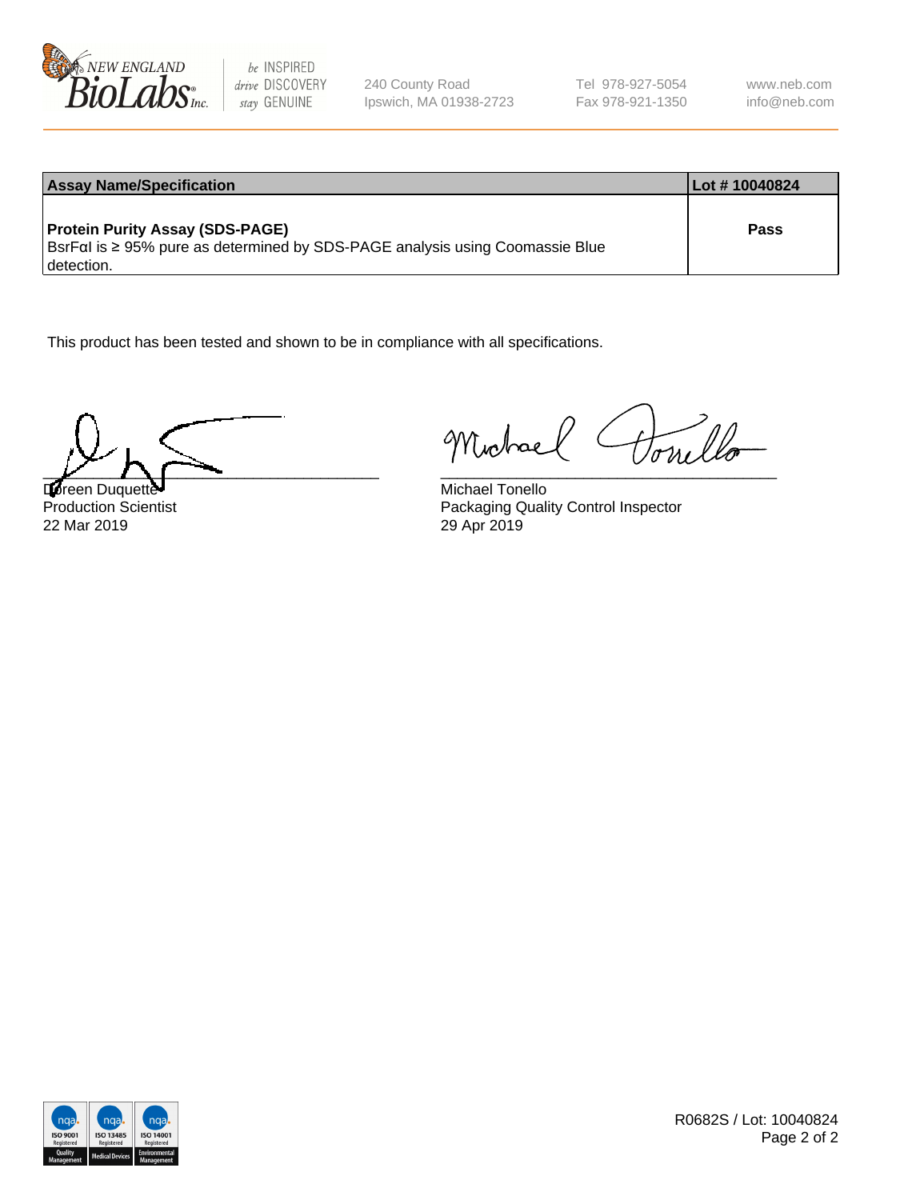| Assay Name/Specification | Lot # 10040824 |
|---|---|
| **Protein Purity Assay (SDS-PAGE)**<br>BsrFαI is ≥ 95% pure as determined by SDS-PAGE analysis using Coomassie Blue detection. | **Pass** |

This product has been tested and shown to be in compliance with all specifications.

Doreen Duquette
Production Scientist
22 Mar 2019

Michael Tonello
Packaging Quality Control Inspector
29 Apr 2019

R0682S / Lot: 10040824